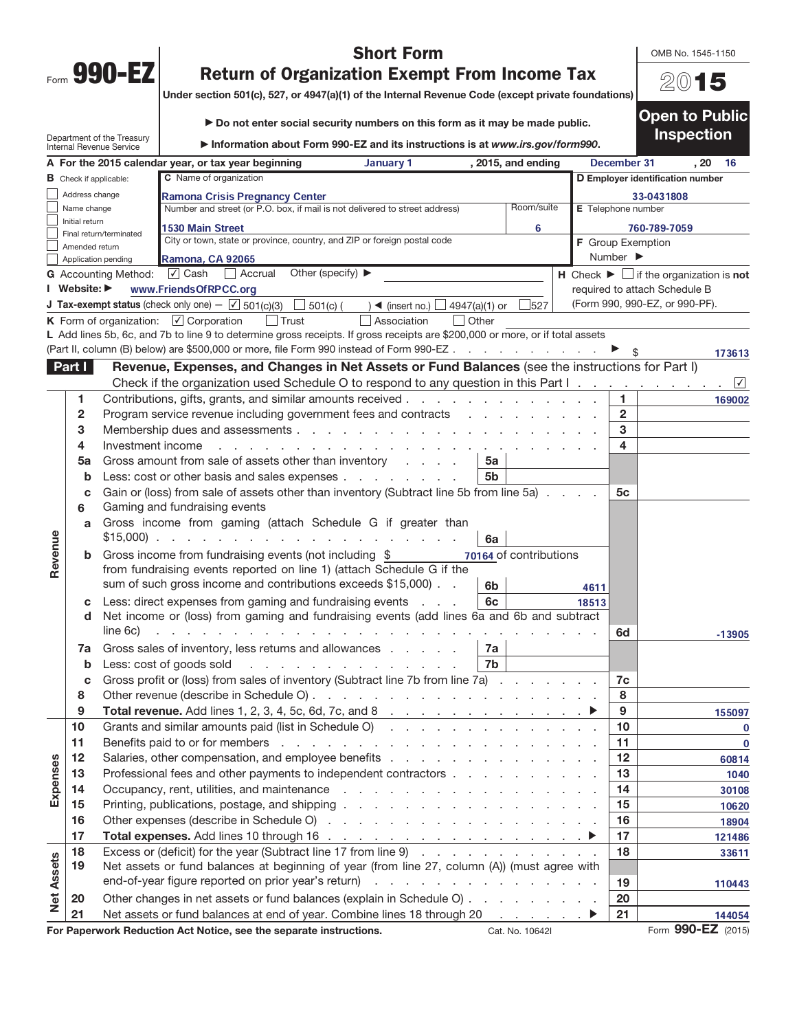Form **990-EZ**

Department of the Treasury
Internal Revenue Service

# Short Form
# Return of Organization Exempt From Income Tax

**Under section 501(c), 527, or 4947(a)(1) of the Internal Revenue Code (except private foundations)**

▶ **Do not enter social security numbers on this form as it may be made public.**

▶ **Information about Form 990-EZ and its instructions is at www.irs.gov/form990.**

OMB No. 1545-1150

**2015**

**Open to Public Inspection**

**A** For the 2015 calendar year, or tax year beginning January 1, 2015, and ending December 31, 20 16

**B** Check if applicable:
- ☐ Address change
- ☐ Name change
- ☐ Initial return
- ☐ Final return/terminated
- ☐ Amended return
- ☐ Application pending

**C** Name of organization: Ramona Crisis Pregnancy Center

Number and street (or P.O. box, if mail is not delivered to street address): 1530 Main Street — Room/suite: 6

City or town, state or province, country, and ZIP or foreign postal code: Ramona, CA 92065

**D** Employer identification number: 33-0431808

**E** Telephone number: 760-789-7059

**F** Group Exemption Number ▶

**G** Accounting Method: ☑ Cash ☐ Accrual Other (specify) ▶

**H** Check ▶ ☐ if the organization is **not** required to attach Schedule B (Form 990, 990-EZ, or 990-PF).

**I** Website: ▶ www.FriendsOfRPCC.org

**J** Tax-exempt status (check only one) — ☑ 501(c)(3) ☐ 501(c) ( ) ◀ (insert no.) ☐ 4947(a)(1) or ☐ 527

**K** Form of organization: ☑ Corporation ☐ Trust ☐ Association ☐ Other

**L** Add lines 5b, 6c, and 7b to line 9 to determine gross receipts. If gross receipts are $200,000 or more, or if total assets (Part II, column (B) below) are $500,000 or more, file Form 990 instead of Form 990-EZ . . . ▶ $ 173613

## Part I — Revenue, Expenses, and Changes in Net Assets or Fund Balances (see the instructions for Part I)

Check if the organization used Schedule O to respond to any question in this Part I . . . ☑

| Section | Line | Description | Sub-line | Sub-amount | Line | Amount |
|---|---|---|---|---|---|---|
| Revenue | 1 | Contributions, gifts, grants, and similar amounts received | | | 1 | 169002 |
| | 2 | Program service revenue including government fees and contracts | | | 2 | |
| | 3 | Membership dues and assessments | | | 3 | |
| | 4 | Investment income | | | 4 | |
| | 5a | Gross amount from sale of assets other than inventory | 5a | | | |
| | b | Less: cost or other basis and sales expenses | 5b | | | |
| | c | Gain or (loss) from sale of assets other than inventory (Subtract line 5b from line 5a) | | | 5c | |
| | 6 | Gaming and fundraising events | | | | |
| | a | Gross income from gaming (attach Schedule G if greater than $15,000) | 6a | | | |
| | b | Gross income from fundraising events (not including $ 70164 of contributions from fundraising events reported on line 1) (attach Schedule G if the sum of such gross income and contributions exceeds $15,000) | 6b | 4611 | | |
| | c | Less: direct expenses from gaming and fundraising events | 6c | 18513 | | |
| | d | Net income or (loss) from gaming and fundraising events (add lines 6a and 6b and subtract line 6c) | | | 6d | -13905 |
| | 7a | Gross sales of inventory, less returns and allowances | 7a | | | |
| | b | Less: cost of goods sold | 7b | | | |
| | c | Gross profit or (loss) from sales of inventory (Subtract line 7b from line 7a) | | | 7c | |
| | 8 | Other revenue (describe in Schedule O) | | | 8 | |
| | 9 | **Total revenue.** Add lines 1, 2, 3, 4, 5c, 6d, 7c, and 8 ▶ | | | 9 | 155097 |
| Expenses | 10 | Grants and similar amounts paid (list in Schedule O) | | | 10 | 0 |
| | 11 | Benefits paid to or for members | | | 11 | 0 |
| | 12 | Salaries, other compensation, and employee benefits | | | 12 | 60814 |
| | 13 | Professional fees and other payments to independent contractors | | | 13 | 1040 |
| | 14 | Occupancy, rent, utilities, and maintenance | | | 14 | 30108 |
| | 15 | Printing, publications, postage, and shipping | | | 15 | 10620 |
| | 16 | Other expenses (describe in Schedule O) | | | 16 | 18904 |
| | 17 | **Total expenses.** Add lines 10 through 16 ▶ | | | 17 | 121486 |
| Net Assets | 18 | Excess or (deficit) for the year (Subtract line 17 from line 9) | | | 18 | 33611 |
| | 19 | Net assets or fund balances at beginning of year (from line 27, column (A)) (must agree with end-of-year figure reported on prior year's return) | | | 19 | 110443 |
| | 20 | Other changes in net assets or fund balances (explain in Schedule O) | | | 20 | |
| | 21 | Net assets or fund balances at end of year. Combine lines 18 through 20 ▶ | | | 21 | 144054 |

**For Paperwork Reduction Act Notice, see the separate instructions.** Cat. No. 10642I Form **990-EZ** (2015)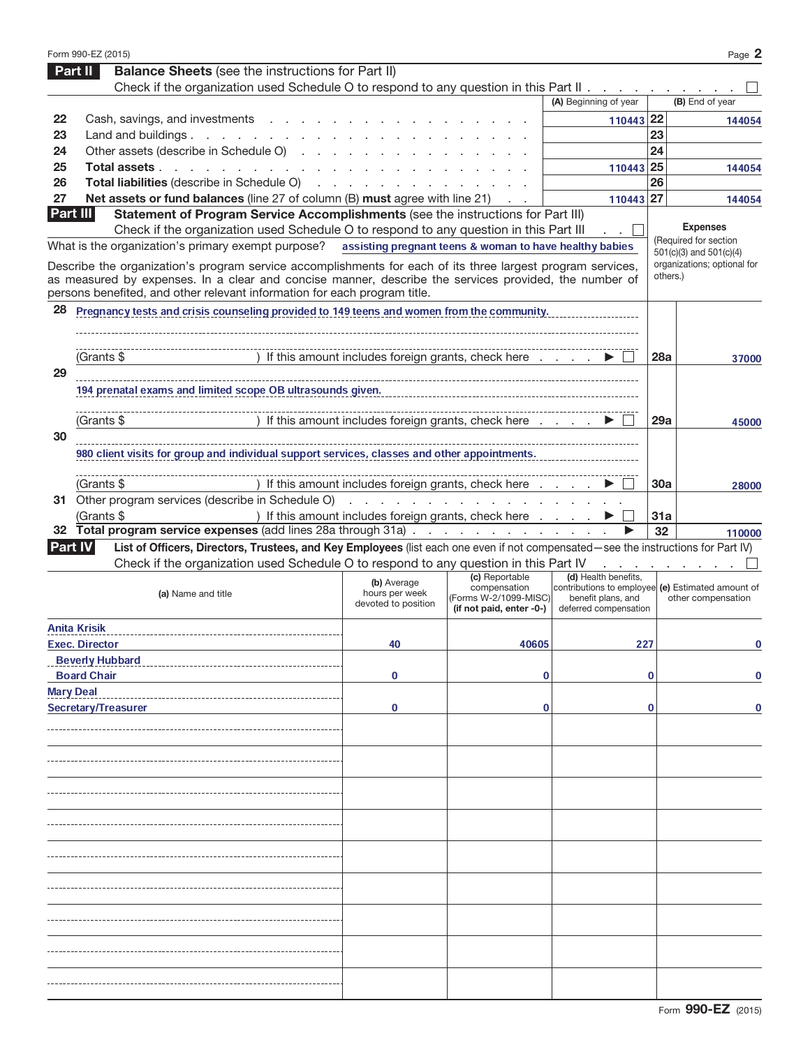Form 990-EZ (2015) Page **2**

## Part II Balance Sheets (see the instructions for Part II)

Check if the organization used Schedule O to respond to any question in this Part II . . . . . . . . . . ☐

| | | (A) Beginning of year | | (B) End of year |
|---|---|---|---|---|
| 22 | Cash, savings, and investments | 110443 | 22 | 144054 |
| 23 | Land and buildings | | 23 | |
| 24 | Other assets (describe in Schedule O) | | 24 | |
| 25 | **Total assets** | 110443 | 25 | 144054 |
| 26 | **Total liabilities** (describe in Schedule O) | | 26 | |
| 27 | **Net assets or fund balances** (line 27 of column (B) **must** agree with line 21) | 110443 | 27 | 144054 |

## Part III Statement of Program Service Accomplishments (see the instructions for Part III)

Check if the organization used Schedule O to respond to any question in this Part III . . ☐

**Expenses** (Required for section 501(c)(3) and 501(c)(4) organizations; optional for others.)

What is the organization's primary exempt purpose? assisting pregnant teens & woman to have healthy babies

Describe the organization's program service accomplishments for each of its three largest program services, as measured by expenses. In a clear and concise manner, describe the services provided, the number of persons benefited, and other relevant information for each program title.

| | | | |
|---|---|---|---|
| 28 | Pregnancy tests and crisis counseling provided to 149 teens and women from the community.<br>(Grants $ ) If this amount includes foreign grants, check here . . . . ▶ ☐ | 28a | 37000 |
| 29 | 194 prenatal exams and limited scope OB ultrasounds given.<br>(Grants $ ) If this amount includes foreign grants, check here . . . . ▶ ☐ | 29a | 45000 |
| 30 | 980 client visits for group and individual support services, classes and other appointments.<br>(Grants $ ) If this amount includes foreign grants, check here . . . . ▶ ☐ | 30a | 28000 |
| 31 | Other program services (describe in Schedule O)<br>(Grants $ ) If this amount includes foreign grants, check here . . . . ▶ ☐ | 31a | |
| 32 | **Total program service expenses** (add lines 28a through 31a) . . . . ▶ | 32 | 110000 |

## Part IV List of Officers, Directors, Trustees, and Key Employees (list each one even if not compensated—see the instructions for Part IV)

Check if the organization used Schedule O to respond to any question in this Part IV . . . . . . . . ☐

| (a) Name and title | (b) Average hours per week devoted to position | (c) Reportable compensation (Forms W-2/1099-MISC) (if not paid, enter -0-) | (d) Health benefits, contributions to employee benefit plans, and deferred compensation | (e) Estimated amount of other compensation |
|---|---|---|---|---|
| Anita Krisik<br>Exec. Director | 40 | 40605 | 227 | 0 |
| Beverly Hubbard<br>Board Chair | 0 | 0 | 0 | 0 |
| Mary Deal<br>Secretary/Treasurer | 0 | 0 | 0 | 0 |
| | | | | |
| | | | | |
| | | | | |
| | | | | |
| | | | | |
| | | | | |
| | | | | |
| | | | | |

Form **990-EZ** (2015)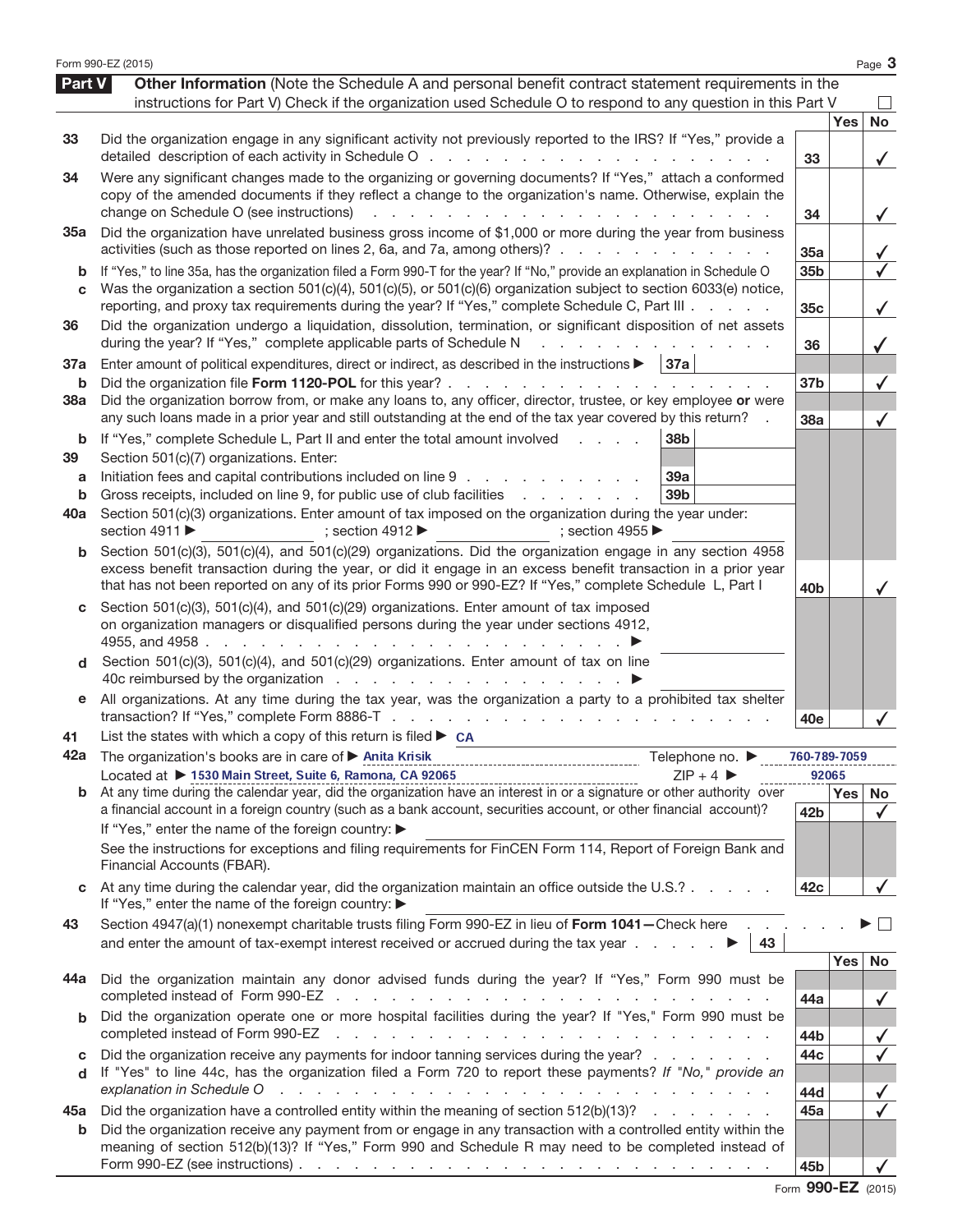Form 990-EZ (2015)

## Part V Other Information

(Note the Schedule A and personal benefit contract statement requirements in the instructions for Part V) Check if the organization used Schedule O to respond to any question in this Part V ☐

| | | | Yes | No |
|---|---|---|---|---|
| 33 | Did the organization engage in any significant activity not previously reported to the IRS? If "Yes," provide a detailed description of each activity in Schedule O | 33 | | ✓ |
| 34 | Were any significant changes made to the organizing or governing documents? If "Yes," attach a conformed copy of the amended documents if they reflect a change to the organization's name. Otherwise, explain the change on Schedule O (see instructions) | 34 | | ✓ |
| 35a | Did the organization have unrelated business gross income of $1,000 or more during the year from business activities (such as those reported on lines 2, 6a, and 7a, among others)? | 35a | | ✓ |
| b | If "Yes," to line 35a, has the organization filed a Form 990-T for the year? If "No," provide an explanation in Schedule O | 35b | | ✓ |
| c | Was the organization a section 501(c)(4), 501(c)(5), or 501(c)(6) organization subject to section 6033(e) notice, reporting, and proxy tax requirements during the year? If "Yes," complete Schedule C, Part III | 35c | | ✓ |
| 36 | Did the organization undergo a liquidation, dissolution, termination, or significant disposition of net assets during the year? If "Yes," complete applicable parts of Schedule N | 36 | | ✓ |
| 37a | Enter amount of political expenditures, direct or indirect, as described in the instructions ▶ 37a | | | |
| b | Did the organization file **Form 1120-POL** for this year? | 37b | | ✓ |
| 38a | Did the organization borrow from, or make any loans to, any officer, director, trustee, or key employee **or** were any such loans made in a prior year and still outstanding at the end of the tax year covered by this return? | 38a | | ✓ |
| b | If "Yes," complete Schedule L, Part II and enter the total amount involved 38b | | | |
| 39 | Section 501(c)(7) organizations. Enter: | | | |
| a | Initiation fees and capital contributions included on line 9 39a | | | |
| b | Gross receipts, included on line 9, for public use of club facilities 39b | | | |
| 40a | Section 501(c)(3) organizations. Enter amount of tax imposed on the organization during the year under: section 4911 ▶ ; section 4912 ▶ ; section 4955 ▶ | | | |
| b | Section 501(c)(3), 501(c)(4), and 501(c)(29) organizations. Did the organization engage in any section 4958 excess benefit transaction during the year, or did it engage in an excess benefit transaction in a prior year that has not been reported on any of its prior Forms 990 or 990-EZ? If "Yes," complete Schedule L, Part I | 40b | | ✓ |
| c | Section 501(c)(3), 501(c)(4), and 501(c)(29) organizations. Enter amount of tax imposed on organization managers or disqualified persons during the year under sections 4912, 4955, and 4958 ▶ | | | |
| d | Section 501(c)(3), 501(c)(4), and 501(c)(29) organizations. Enter amount of tax on line 40c reimbursed by the organization ▶ | | | |
| e | All organizations. At any time during the tax year, was the organization a party to a prohibited tax shelter transaction? If "Yes," complete Form 8886-T | 40e | | ✓ |

41 List the states with which a copy of this return is filed ▶ CA

42a The organization's books are in care of ▶ Anita Krisik Telephone no. ▶ 760-789-7059

Located at ▶ 1530 Main Street, Suite 6, Ramona, CA 92065 ZIP + 4 ▶ 92065

| | | | Yes | No |
|---|---|---|---|---|
| b | At any time during the calendar year, did the organization have an interest in or a signature or other authority over a financial account in a foreign country (such as a bank account, securities account, or other financial account)? If "Yes," enter the name of the foreign country: ▶ See the instructions for exceptions and filing requirements for FinCEN Form 114, Report of Foreign Bank and Financial Accounts (FBAR). | 42b | | ✓ |
| c | At any time during the calendar year, did the organization maintain an office outside the U.S.? If "Yes," enter the name of the foreign country: ▶ | 42c | | ✓ |

43 Section 4947(a)(1) nonexempt charitable trusts filing Form 990-EZ in lieu of **Form 1041**—Check here ▶ ☐ and enter the amount of tax-exempt interest received or accrued during the tax year ▶ 43

| | | | Yes | No |
|---|---|---|---|---|
| 44a | Did the organization maintain any donor advised funds during the year? If "Yes," Form 990 must be completed instead of Form 990-EZ | 44a | | ✓ |
| b | Did the organization operate one or more hospital facilities during the year? If "Yes," Form 990 must be completed instead of Form 990-EZ | 44b | | ✓ |
| c | Did the organization receive any payments for indoor tanning services during the year? | 44c | | ✓ |
| d | If "Yes" to line 44c, has the organization filed a Form 720 to report these payments? *If "No," provide an explanation in Schedule O* | 44d | | ✓ |
| 45a | Did the organization have a controlled entity within the meaning of section 512(b)(13)? | 45a | | ✓ |
| b | Did the organization receive any payment from or engage in any transaction with a controlled entity within the meaning of section 512(b)(13)? If "Yes," Form 990 and Schedule R may need to be completed instead of Form 990-EZ (see instructions) | 45b | | ✓ |

Form **990-EZ** (2015)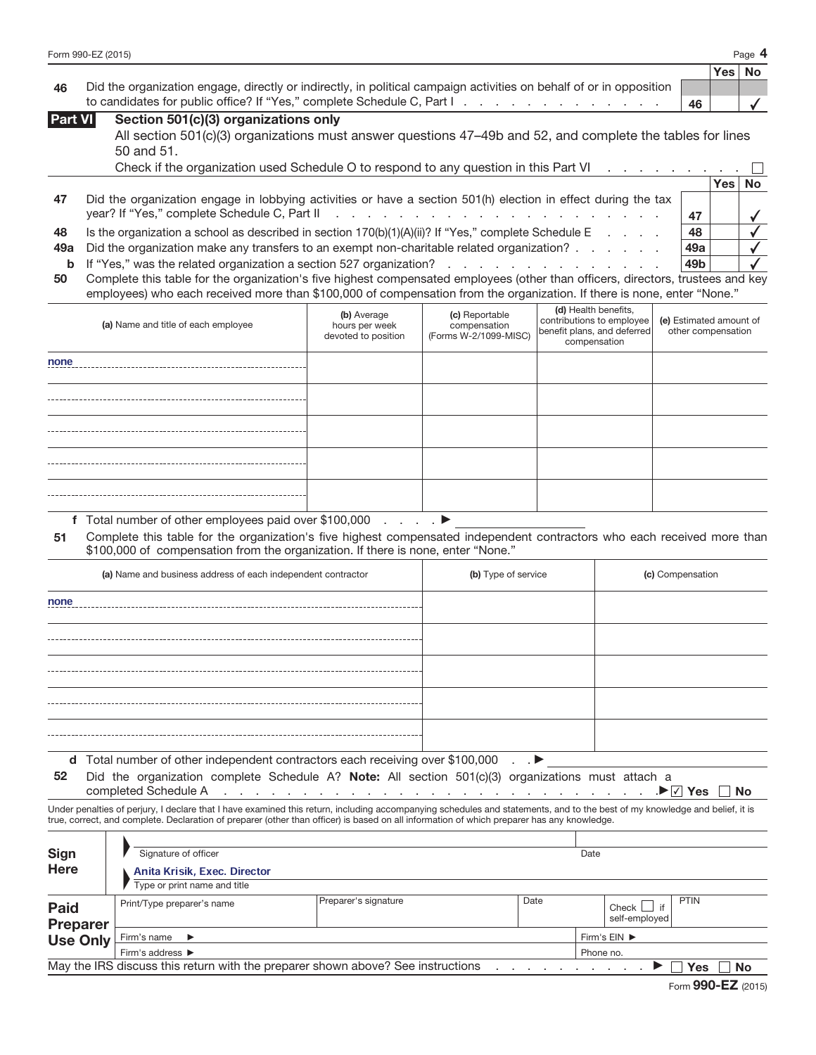| | | | Yes | No |
|---|---|---|---|---|
| 46 | Did the organization engage, directly or indirectly, in political campaign activities on behalf of or in opposition to candidates for public office? If "Yes," complete Schedule C, Part I | 46 | | ✓ |

**Part VI** **Section 501(c)(3) organizations only**

All section 501(c)(3) organizations must answer questions 47–49b and 52, and complete the tables for lines 50 and 51.

Check if the organization used Schedule O to respond to any question in this Part VI ☐

| | | | Yes | No |
|---|---|---|---|---|
| 47 | Did the organization engage in lobbying activities or have a section 501(h) election in effect during the tax year? If "Yes," complete Schedule C, Part II | 47 | | ✓ |
| 48 | Is the organization a school as described in section 170(b)(1)(A)(ii)? If "Yes," complete Schedule E | 48 | | ✓ |
| 49a | Did the organization make any transfers to an exempt non-charitable related organization? | 49a | | ✓ |
| b | If "Yes," was the related organization a section 527 organization? | 49b | | ✓ |

**50** Complete this table for the organization's five highest compensated employees (other than officers, directors, trustees and key employees) who each received more than $100,000 of compensation from the organization. If there is none, enter "None."

| (a) Name and title of each employee | (b) Average hours per week devoted to position | (c) Reportable compensation (Forms W-2/1099-MISC) | (d) Health benefits, contributions to employee benefit plans, and deferred compensation | (e) Estimated amount of other compensation |
|---|---|---|---|---|
| none | | | | |
| | | | | |
| | | | | |
| | | | | |
| | | | | |

**f** Total number of other employees paid over $100,000 ▶

**51** Complete this table for the organization's five highest compensated independent contractors who each received more than $100,000 of compensation from the organization. If there is none, enter "None."

| (a) Name and business address of each independent contractor | (b) Type of service | (c) Compensation |
|---|---|---|
| none | | |
| | | |
| | | |
| | | |
| | | |

**d** Total number of other independent contractors each receiving over $100,000 ▶

**52** Did the organization complete Schedule A? **Note:** All section 501(c)(3) organizations must attach a completed Schedule A ▶ ☑ Yes ☐ No

Under penalties of perjury, I declare that I have examined this return, including accompanying schedules and statements, and to the best of my knowledge and belief, it is true, correct, and complete. Declaration of preparer (other than officer) is based on all information of which preparer has any knowledge.

**Sign Here**

Signature of officer — Date

Anita Krisik, Exec. Director

Type or print name and title

**Paid Preparer Use Only**

| Print/Type preparer's name | Preparer's signature | Date | Check ☐ if self-employed | PTIN |
|---|---|---|---|---|
| Firm's name ▶ | | | Firm's EIN ▶ | |
| Firm's address ▶ | | | Phone no. | |

May the IRS discuss this return with the preparer shown above? See instructions ▶ ☐ Yes ☐ No

Form **990-EZ** (2015)